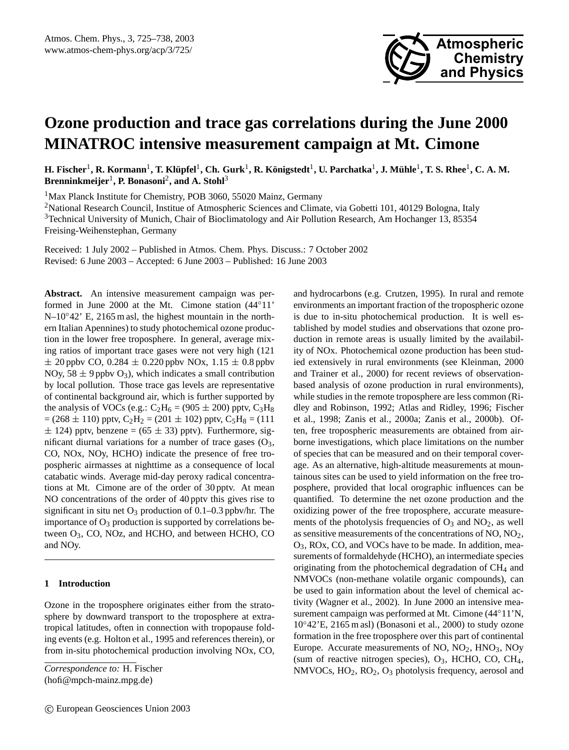# Ozone production and trace gas correlations during the June 2000 MINATROC intensive measurement campaign at Mt. Cimone

**H. Fischer[1], R. Kormann[1], T. Klüpfel[1], Ch. Gurk[1], R. Königstedt[1], U. Parchatka[1], J. Mühle[1], T. S. Rhee[1], C. A. M. Brenninkmeijer[1], P. Bonasoni[2], and A. Stohl[3]**

[1]Max Planck Institute for Chemistry, POB 3060, 55020 Mainz, Germany

[2]National Research Council, Institue of Atmospheric Sciences and Climate, via Gobetti 101, 40129 Bologna, Italy

[3]Technical University of Munich, Chair of Bioclimatology and Air Pollution Research, Am Hochanger 13, 85354 Freising-Weihenstephan, Germany

Received: 1 July 2002 – Published in Atmos. Chem. Phys. Discuss.: 7 October 2002
Revised: 6 June 2003 – Accepted: 6 June 2003 – Published: 16 June 2003

**Abstract.** An intensive measurement campaign was performed in June 2000 at the Mt. Cimone station (44°11' N–10°42' E, 2165 m asl, the highest mountain in the northern Italian Apennines) to study photochemical ozone production in the lower free troposphere. In general, average mixing ratios of important trace gases were not very high (121 $\pm$ 20 ppbv CO, 0.284 $\pm$ 0.220 ppbv NOx, 1.15 $\pm$ 0.8 ppbv NOy, 58 $\pm$ 9 ppbv $O_3$), which indicates a small contribution by local pollution. Those trace gas levels are representative of continental background air, which is further supported by the analysis of VOCs (e.g.: $C_2H_6$ = (905 $\pm$ 200) pptv, $C_3H_8$ = (268 $\pm$ 110) pptv, $C_2H_2$ = (201 $\pm$ 102) pptv, $C_5H_8$ = (111 $\pm$ 124) pptv, benzene = (65 $\pm$ 33) pptv). Furthermore, significant diurnal variations for a number of trace gases ($O_3$, CO, NOx, NOy, HCHO) indicate the presence of free tropospheric airmasses at nighttime as a consequence of local catabatic winds. Average mid-day peroxy radical concentrations at Mt. Cimone are of the order of 30 pptv. At mean NO concentrations of the order of 40 pptv this gives rise to significant in situ net $O_3$ production of 0.1–0.3 ppbv/hr. The importance of $O_3$ production is supported by correlations between $O_3$, CO, NOz, and HCHO, and between HCHO, CO and NOy.

## 1 Introduction

Ozone in the troposphere originates either from the stratosphere by downward transport to the troposphere at extratropical latitudes, often in connection with tropopause folding events (e.g. Holton et al., 1995 and references therein), or from in-situ photochemical production involving NOx, CO, and hydrocarbons (e.g. Crutzen, 1995). In rural and remote environments an important fraction of the tropospheric ozone is due to in-situ photochemical production. It is well established by model studies and observations that ozone production in remote areas is usually limited by the availability of NOx. Photochemical ozone production has been studied extensively in rural environments (see Kleinman, 2000 and Trainer et al., 2000) for recent reviews of observation-based analysis of ozone production in rural environments), while studies in the remote troposphere are less common (Ridley and Robinson, 1992; Atlas and Ridley, 1996; Fischer et al., 1998; Zanis et al., 2000a; Zanis et al., 2000b). Often, free tropospheric measurements are obtained from airborne investigations, which place limitations on the number of species that can be measured and on their temporal coverage. As an alternative, high-altitude measurements at mountainous sites can be used to yield information on the free troposphere, provided that local orographic influences can be quantified. To determine the net ozone production and the oxidizing power of the free troposphere, accurate measurements of the photolysis frequencies of $O_3$ and $NO_2$, as well as sensitive measurements of the concentrations of NO, $NO_2$, $O_3$, ROx, CO, and VOCs have to be made. In addition, measurements of formaldehyde (HCHO), an intermediate species originating from the photochemical degradation of $CH_4$ and NMVOCs (non-methane volatile organic compounds), can be used to gain information about the level of chemical activity (Wagner et al., 2002). In June 2000 an intensive measurement campaign was performed at Mt. Cimone (44°11'N, 10°42'E, 2165 m asl) (Bonasoni et al., 2000) to study ozone formation in the free troposphere over this part of continental Europe. Accurate measurements of NO, $NO_2$, $HNO_3$, NOy (sum of reactive nitrogen species), $O_3$, HCHO, CO, $CH_4$, NMVOCs, $HO_2$, $RO_2$, $O_3$ photolysis frequency, aerosol and

*Correspondence to:* H. Fischer
(hofi@mpch-mainz.mpg.de)

© European Geosciences Union 2003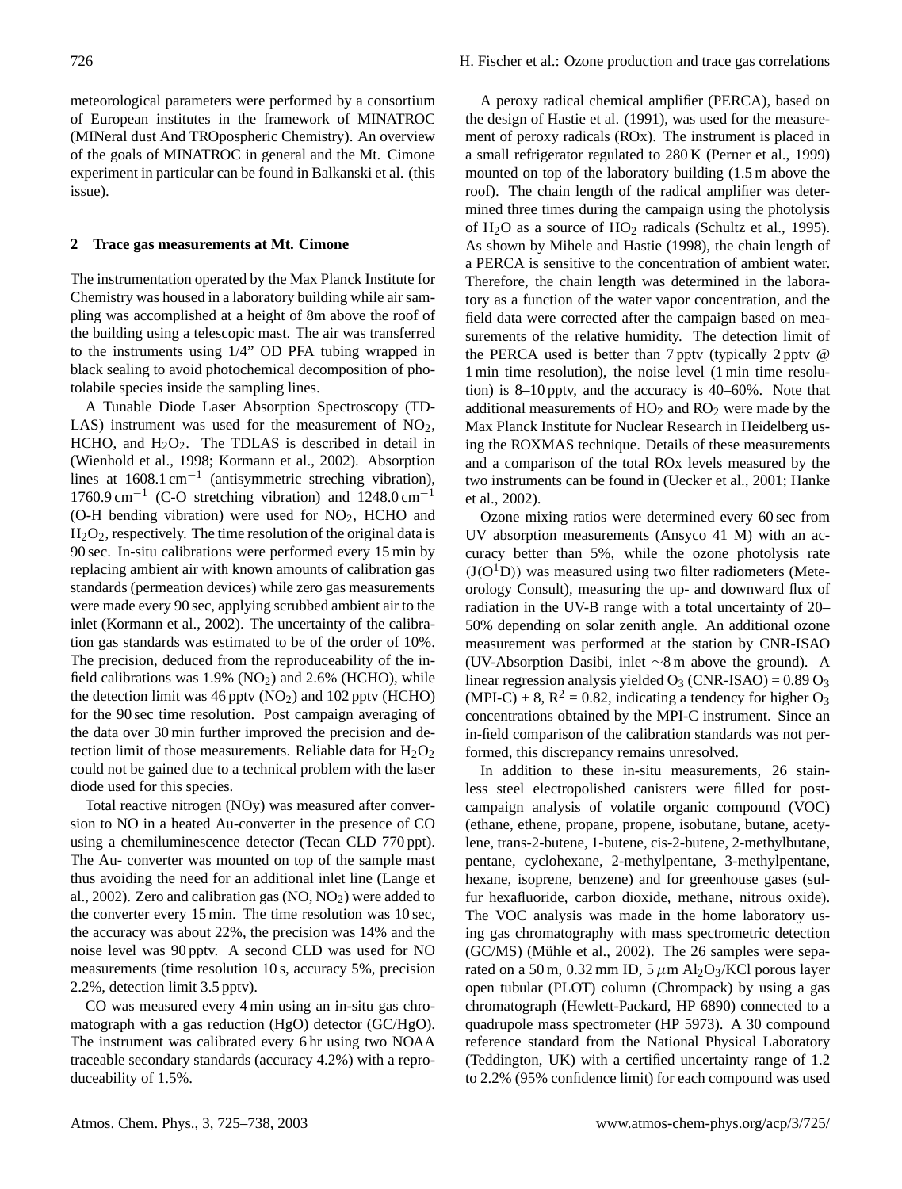meteorological parameters were performed by a consortium of European institutes in the framework of MINATROC (MINeral dust And TROpospheric Chemistry). An overview of the goals of MINATROC in general and the Mt. Cimone experiment in particular can be found in Balkanski et al. (this issue).

## 2 Trace gas measurements at Mt. Cimone

The instrumentation operated by the Max Planck Institute for Chemistry was housed in a laboratory building while air sampling was accomplished at a height of 8m above the roof of the building using a telescopic mast. The air was transferred to the instruments using 1/4" OD PFA tubing wrapped in black sealing to avoid photochemical decomposition of photolabile species inside the sampling lines.

A Tunable Diode Laser Absorption Spectroscopy (TDLAS) instrument was used for the measurement of $NO_2$, HCHO, and $H_2O_2$. The TDLAS is described in detail in (Wienhold et al., 1998; Kormann et al., 2002). Absorption lines at 1608.1 $cm^{-1}$ (antisymmetric streching vibration), 1760.9 $cm^{-1}$ (C-O stretching vibration) and 1248.0 $cm^{-1}$ (O-H bending vibration) were used for $NO_2$, HCHO and $H_2O_2$, respectively. The time resolution of the original data is 90 sec. In-situ calibrations were performed every 15 min by replacing ambient air with known amounts of calibration gas standards (permeation devices) while zero gas measurements were made every 90 sec, applying scrubbed ambient air to the inlet (Kormann et al., 2002). The uncertainty of the calibration gas standards was estimated to be of the order of 10%. The precision, deduced from the reproduceability of the in-field calibrations was 1.9% ($NO_2$) and 2.6% (HCHO), while the detection limit was 46 pptv ($NO_2$) and 102 pptv (HCHO) for the 90 sec time resolution. Post campaign averaging of the data over 30 min further improved the precision and detection limit of those measurements. Reliable data for $H_2O_2$ could not be gained due to a technical problem with the laser diode used for this species.

Total reactive nitrogen (NOy) was measured after conversion to NO in a heated Au-converter in the presence of CO using a chemiluminescence detector (Tecan CLD 770 ppt). The Au- converter was mounted on top of the sample mast thus avoiding the need for an additional inlet line (Lange et al., 2002). Zero and calibration gas (NO, $NO_2$) were added to the converter every 15 min. The time resolution was 10 sec, the accuracy was about 22%, the precision was 14% and the noise level was 90 pptv. A second CLD was used for NO measurements (time resolution 10 s, accuracy 5%, precision 2.2%, detection limit 3.5 pptv).

CO was measured every 4 min using an in-situ gas chromatograph with a gas reduction (HgO) detector (GC/HgO). The instrument was calibrated every 6 hr using two NOAA traceable secondary standards (accuracy 4.2%) with a reproduceability of 1.5%.

A peroxy radical chemical amplifier (PERCA), based on the design of Hastie et al. (1991), was used for the measurement of peroxy radicals (ROx). The instrument is placed in a small refrigerator regulated to 280 K (Perner et al., 1999) mounted on top of the laboratory building (1.5 m above the roof). The chain length of the radical amplifier was determined three times during the campaign using the photolysis of $H_2O$ as a source of $HO_2$ radicals (Schultz et al., 1995). As shown by Mihele and Hastie (1998), the chain length of a PERCA is sensitive to the concentration of ambient water. Therefore, the chain length was determined in the laboratory as a function of the water vapor concentration, and the field data were corrected after the campaign based on measurements of the relative humidity. The detection limit of the PERCA used is better than 7 pptv (typically 2 pptv @ 1 min time resolution), the noise level (1 min time resolution) is 8–10 pptv, and the accuracy is 40–60%. Note that additional measurements of $HO_2$ and $RO_2$ were made by the Max Planck Institute for Nuclear Research in Heidelberg using the ROXMAS technique. Details of these measurements and a comparison of the total ROx levels measured by the two instruments can be found in (Uecker et al., 2001; Hanke et al., 2002).

Ozone mixing ratios were determined every 60 sec from UV absorption measurements (Ansyco 41 M) with an accuracy better than 5%, while the ozone photolysis rate ($J(O^1D)$) was measured using two filter radiometers (Meteorology Consult), measuring the up- and downward flux of radiation in the UV-B range with a total uncertainty of 20–50% depending on solar zenith angle. An additional ozone measurement was performed at the station by CNR-ISAO (UV-Absorption Dasibi, inlet ~8 m above the ground). A linear regression analysis yielded $O_3$ (CNR-ISAO) = 0.89 $O_3$ (MPI-C) + 8, $R^2$ = 0.82, indicating a tendency for higher $O_3$ concentrations obtained by the MPI-C instrument. Since an in-field comparison of the calibration standards was not performed, this discrepancy remains unresolved.

In addition to these in-situ measurements, 26 stainless steel electropolished canisters were filled for post-campaign analysis of volatile organic compound (VOC) (ethane, ethene, propane, propene, isobutane, butane, acetylene, trans-2-butene, 1-butene, cis-2-butene, 2-methylbutane, pentane, cyclohexane, 2-methylpentane, 3-methylpentane, hexane, isoprene, benzene) and for greenhouse gases (sulfur hexafluoride, carbon dioxide, methane, nitrous oxide). The VOC analysis was made in the home laboratory using gas chromatography with mass spectrometric detection (GC/MS) (Mühle et al., 2002). The 26 samples were separated on a 50 m, 0.32 mm ID, 5 $\mu$m $Al_2O_3$/KCl porous layer open tubular (PLOT) column (Chrompack) by using a gas chromatograph (Hewlett-Packard, HP 6890) connected to a quadrupole mass spectrometer (HP 5973). A 30 compound reference standard from the National Physical Laboratory (Teddington, UK) with a certified uncertainty range of 1.2 to 2.2% (95% confidence limit) for each compound was used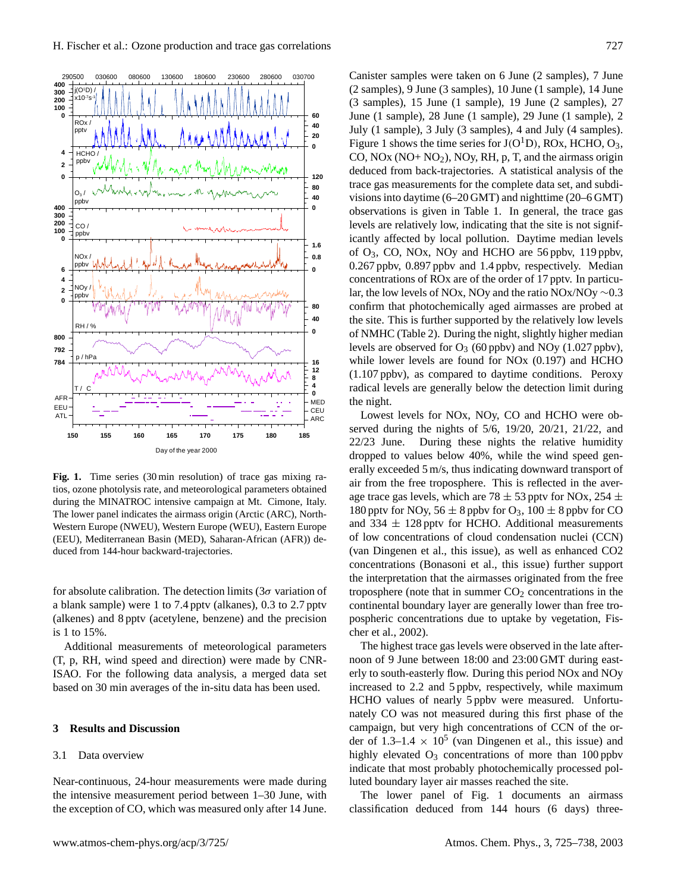**Fig. 1.** Time series (30 min resolution) of trace gas mixing ratios, ozone photolysis rate, and meteorological parameters obtained during the MINATROC intensive campaign at Mt. Cimone, Italy. The lower panel indicates the airmass origin (Arctic (ARC), North-Western Europe (NWEU), Western Europe (WEU), Eastern Europe (EEU), Mediterranean Basin (MED), Saharan-African (AFR)) deduced from 144-hour backward-trajectories.

for absolute calibration. The detection limits (3$\sigma$ variation of a blank sample) were 1 to 7.4 pptv (alkanes), 0.3 to 2.7 pptv (alkenes) and 8 pptv (acetylene, benzene) and the precision is 1 to 15%.

Additional measurements of meteorological parameters (T, p, RH, wind speed and direction) were made by CNR-ISAO. For the following data analysis, a merged data set based on 30 min averages of the in-situ data has been used.

## 3 Results and Discussion

### 3.1 Data overview

Near-continuous, 24-hour measurements were made during the intensive measurement period between 1–30 June, with the exception of CO, which was measured only after 14 June. Canister samples were taken on 6 June (2 samples), 7 June (2 samples), 9 June (3 samples), 10 June (1 sample), 14 June (3 samples), 15 June (1 sample), 19 June (2 samples), 27 June (1 sample), 28 June (1 sample), 29 June (1 sample), 2 July (1 sample), 3 July (3 samples), 4 and July (4 samples). Figure 1 shows the time series for $J(O^1D)$, ROx, HCHO, $O_3$, CO, NOx (NO+ $NO_2$), NOy, RH, p, T, and the airmass origin deduced from back-trajectories. A statistical analysis of the trace gas measurements for the complete data set, and subdivisions into daytime (6–20 GMT) and nighttime (20–6 GMT) observations is given in Table 1. In general, the trace gas levels are relatively low, indicating that the site is not significantly affected by local pollution. Daytime median levels of $O_3$, CO, NOx, NOy and HCHO are 56 ppbv, 119 ppbv, 0.267 ppbv, 0.897 ppbv and 1.4 ppbv, respectively. Median concentrations of ROx are of the order of 17 pptv. In particular, the low levels of NOx, NOy and the ratio NOx/NOy $\sim$0.3 confirm that photochemically aged airmasses are probed at the site. This is further supported by the relatively low levels of NMHC (Table 2). During the night, slightly higher median levels are observed for $O_3$ (60 ppbv) and NOy (1.027 ppbv), while lower levels are found for NOx (0.197) and HCHO (1.107 ppbv), as compared to daytime conditions. Peroxy radical levels are generally below the detection limit during the night.

Lowest levels for NOx, NOy, CO and HCHO were observed during the nights of 5/6, 19/20, 20/21, 21/22, and 22/23 June. During these nights the relative humidity dropped to values below 40%, while the wind speed generally exceeded 5 m/s, thus indicating downward transport of air from the free troposphere. This is reflected in the average trace gas levels, which are 78 $\pm$ 53 pptv for NOx, 254 $\pm$ 180 pptv for NOy, 56 $\pm$ 8 ppbv for $O_3$, 100 $\pm$ 8 ppbv for CO and 334 $\pm$ 128 pptv for HCHO. Additional measurements of low concentrations of cloud condensation nuclei (CCN) (van Dingenen et al., this issue), as well as enhanced CO2 concentrations (Bonasoni et al., this issue) further support the interpretation that the airmasses originated from the free troposphere (note that in summer $CO_2$ concentrations in the continental boundary layer are generally lower than free tropospheric concentrations due to uptake by vegetation, Fischer et al., 2002).

The highest trace gas levels were observed in the late afternoon of 9 June between 18:00 and 23:00 GMT during easterly to south-easterly flow. During this period NOx and NOy increased to 2.2 and 5 ppbv, respectively, while maximum HCHO values of nearly 5 ppbv were measured. Unfortunately CO was not measured during this first phase of the campaign, but very high concentrations of CCN of the order of 1.3–1.4 $\times$ $10^5$ (van Dingenen et al., this issue) and highly elevated $O_3$ concentrations of more than 100 ppbv indicate that most probably photochemically processed polluted boundary layer air masses reached the site.

The lower panel of Fig. 1 documents an airmass classification deduced from 144 hours (6 days) three-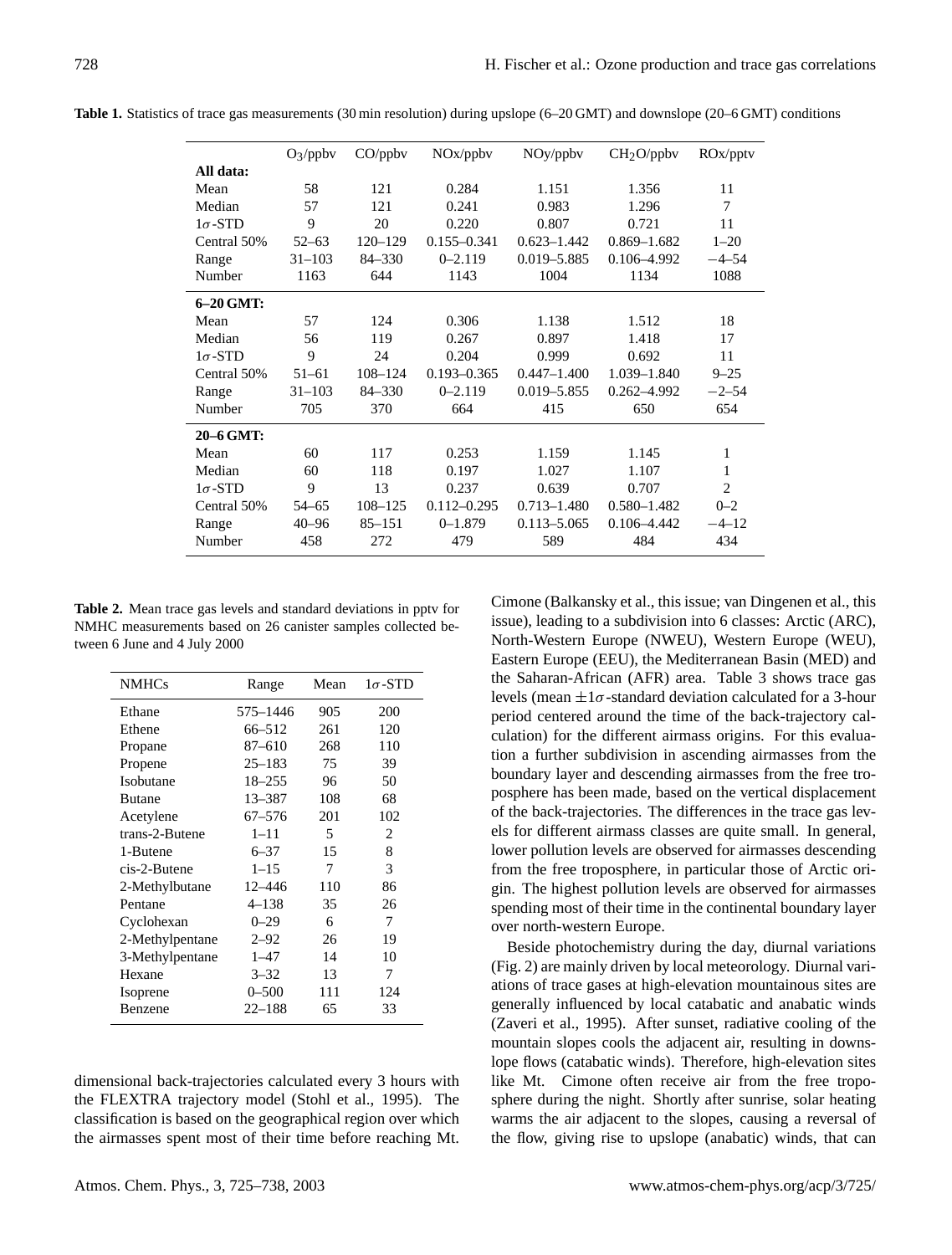**Table 1.** Statistics of trace gas measurements (30 min resolution) during upslope (6–20 GMT) and downslope (20–6 GMT) conditions

| | $O_3$/ppbv | CO/ppbv | NOx/ppbv | NOy/ppbv | $CH_2O$/ppbv | ROx/pptv |
|---|---|---|---|---|---|---|
| **All data:** | | | | | | |
| Mean | 58 | 121 | 0.284 | 1.151 | 1.356 | 11 |
| Median | 57 | 121 | 0.241 | 0.983 | 1.296 | 7 |
| $1\sigma$-STD | 9 | 20 | 0.220 | 0.807 | 0.721 | 11 |
| Central 50% | 52–63 | 120–129 | 0.155–0.341 | 0.623–1.442 | 0.869–1.682 | 1–20 |
| Range | 31–103 | 84–330 | 0–2.119 | 0.019–5.885 | 0.106–4.992 | −4–54 |
| Number | 1163 | 644 | 1143 | 1004 | 1134 | 1088 |
| **6–20 GMT:** | | | | | | |
| Mean | 57 | 124 | 0.306 | 1.138 | 1.512 | 18 |
| Median | 56 | 119 | 0.267 | 0.897 | 1.418 | 17 |
| $1\sigma$-STD | 9 | 24 | 0.204 | 0.999 | 0.692 | 11 |
| Central 50% | 51–61 | 108–124 | 0.193–0.365 | 0.447–1.400 | 1.039–1.840 | 9–25 |
| Range | 31–103 | 84–330 | 0–2.119 | 0.019–5.855 | 0.262–4.992 | −2–54 |
| Number | 705 | 370 | 664 | 415 | 650 | 654 |
| **20–6 GMT:** | | | | | | |
| Mean | 60 | 117 | 0.253 | 1.159 | 1.145 | 1 |
| Median | 60 | 118 | 0.197 | 1.027 | 1.107 | 1 |
| $1\sigma$-STD | 9 | 13 | 0.237 | 0.639 | 0.707 | 2 |
| Central 50% | 54–65 | 108–125 | 0.112–0.295 | 0.713–1.480 | 0.580–1.482 | 0–2 |
| Range | 40–96 | 85–151 | 0–1.879 | 0.113–5.065 | 0.106–4.442 | −4–12 |
| Number | 458 | 272 | 479 | 589 | 484 | 434 |

**Table 2.** Mean trace gas levels and standard deviations in pptv for NMHC measurements based on 26 canister samples collected between 6 June and 4 July 2000

| NMHCs | Range | Mean | $1\sigma$-STD |
|---|---|---|---|
| Ethane | 575–1446 | 905 | 200 |
| Ethene | 66–512 | 261 | 120 |
| Propane | 87–610 | 268 | 110 |
| Propene | 25–183 | 75 | 39 |
| Isobutane | 18–255 | 96 | 50 |
| Butane | 13–387 | 108 | 68 |
| Acetylene | 67–576 | 201 | 102 |
| trans-2-Butene | 1–11 | 5 | 2 |
| 1-Butene | 6–37 | 15 | 8 |
| cis-2-Butene | 1–15 | 7 | 3 |
| 2-Methylbutane | 12–446 | 110 | 86 |
| Pentane | 4–138 | 35 | 26 |
| Cyclohexan | 0–29 | 6 | 7 |
| 2-Methylpentane | 2–92 | 26 | 19 |
| 3-Methylpentane | 1–47 | 14 | 10 |
| Hexane | 3–32 | 13 | 7 |
| Isoprene | 0–500 | 111 | 124 |
| Benzene | 22–188 | 65 | 33 |

dimensional back-trajectories calculated every 3 hours with the FLEXTRA trajectory model (Stohl et al., 1995). The classification is based on the geographical region over which the airmasses spent most of their time before reaching Mt. Cimone (Balkansky et al., this issue; van Dingenen et al., this issue), leading to a subdivision into 6 classes: Arctic (ARC), North-Western Europe (NWEU), Western Europe (WEU), Eastern Europe (EEU), the Mediterranean Basin (MED) and the Saharan-African (AFR) area. Table 3 shows trace gas levels (mean $\pm 1\sigma$-standard deviation calculated for a 3-hour period centered around the time of the back-trajectory calculation) for the different airmass origins. For this evaluation a further subdivision in ascending airmasses from the boundary layer and descending airmasses from the free troposphere has been made, based on the vertical displacement of the back-trajectories. The differences in the trace gas levels for different airmass classes are quite small. In general, lower pollution levels are observed for airmasses descending from the free troposphere, in particular those of Arctic origin. The highest pollution levels are observed for airmasses spending most of their time in the continental boundary layer over north-western Europe.

Beside photochemistry during the day, diurnal variations (Fig. 2) are mainly driven by local meteorology. Diurnal variations of trace gases at high-elevation mountainous sites are generally influenced by local catabatic and anabatic winds (Zaveri et al., 1995). After sunset, radiative cooling of the mountain slopes cools the adjacent air, resulting in downslope flows (catabatic winds). Therefore, high-elevation sites like Mt. Cimone often receive air from the free troposphere during the night. Shortly after sunrise, solar heating warms the air adjacent to the slopes, causing a reversal of the flow, giving rise to upslope (anabatic) winds, that can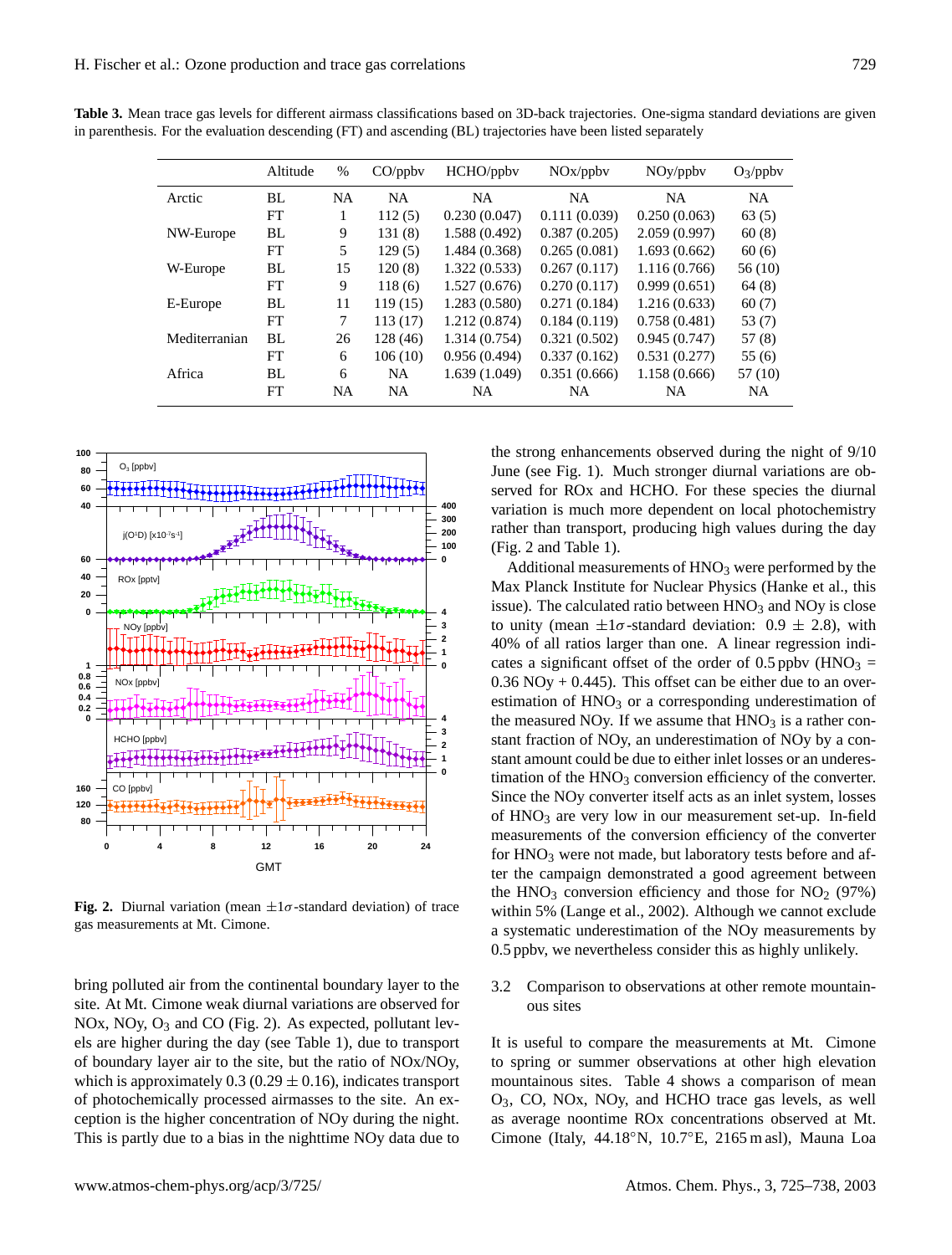**Table 3.** Mean trace gas levels for different airmass classifications based on 3D-back trajectories. One-sigma standard deviations are given in parenthesis. For the evaluation descending (FT) and ascending (BL) trajectories have been listed separately

| | Altitude | % | CO/ppbv | HCHO/ppbv | NOx/ppbv | NOy/ppbv | $O_3$/ppbv |
|---|---|---|---|---|---|---|---|
| Arctic | BL | NA | NA | NA | NA | NA | NA |
| | FT | 1 | 112 (5) | 0.230 (0.047) | 0.111 (0.039) | 0.250 (0.063) | 63 (5) |
| NW-Europe | BL | 9 | 131 (8) | 1.588 (0.492) | 0.387 (0.205) | 2.059 (0.997) | 60 (8) |
| | FT | 5 | 129 (5) | 1.484 (0.368) | 0.265 (0.081) | 1.693 (0.662) | 60 (6) |
| W-Europe | BL | 15 | 120 (8) | 1.322 (0.533) | 0.267 (0.117) | 1.116 (0.766) | 56 (10) |
| | FT | 9 | 118 (6) | 1.527 (0.676) | 0.270 (0.117) | 0.999 (0.651) | 64 (8) |
| E-Europe | BL | 11 | 119 (15) | 1.283 (0.580) | 0.271 (0.184) | 1.216 (0.633) | 60 (7) |
| | FT | 7 | 113 (17) | 1.212 (0.874) | 0.184 (0.119) | 0.758 (0.481) | 53 (7) |
| Mediterranian | BL | 26 | 128 (46) | 1.314 (0.754) | 0.321 (0.502) | 0.945 (0.747) | 57 (8) |
| | FT | 6 | 106 (10) | 0.956 (0.494) | 0.337 (0.162) | 0.531 (0.277) | 55 (6) |
| Africa | BL | 6 | NA | 1.639 (1.049) | 0.351 (0.666) | 1.158 (0.666) | 57 (10) |
| | FT | NA | NA | NA | NA | NA | NA |

**Fig. 2.** Diurnal variation (mean $\pm 1\sigma$-standard deviation) of trace gas measurements at Mt. Cimone.

bring polluted air from the continental boundary layer to the site. At Mt. Cimone weak diurnal variations are observed for NOx, NOy, $O_3$ and CO (Fig. 2). As expected, pollutant levels are higher during the day (see Table 1), due to transport of boundary layer air to the site, but the ratio of NOx/NOy, which is approximately 0.3 ($0.29 \pm 0.16$), indicates transport of photochemically processed airmasses to the site. An exception is the higher concentration of NOy during the night. This is partly due to a bias in the nighttime NOy data due to the strong enhancements observed during the night of 9/10 June (see Fig. 1). Much stronger diurnal variations are observed for ROx and HCHO. For these species the diurnal variation is much more dependent on local photochemistry rather than transport, producing high values during the day (Fig. 2 and Table 1).

Additional measurements of $HNO_3$ were performed by the Max Planck Institute for Nuclear Physics (Hanke et al., this issue). The calculated ratio between $HNO_3$ and NOy is close to unity (mean $\pm 1\sigma$-standard deviation: $0.9 \pm 2.8$), with 40% of all ratios larger than one. A linear regression indicates a significant offset of the order of 0.5 ppbv ($HNO_3 = 0.36$ NOy + 0.445). This offset can be either due to an overestimation of $HNO_3$ or a corresponding underestimation of the measured NOy. If we assume that $HNO_3$ is a rather constant fraction of NOy, an underestimation of NOy by a constant amount could be due to either inlet losses or an underestimation of the $HNO_3$ conversion efficiency of the converter. Since the NOy converter itself acts as an inlet system, losses of $HNO_3$ are very low in our measurement set-up. In-field measurements of the conversion efficiency of the converter for $HNO_3$ were not made, but laboratory tests before and after the campaign demonstrated a good agreement between the $HNO_3$ conversion efficiency and those for $NO_2$ (97%) within 5% (Lange et al., 2002). Although we cannot exclude a systematic underestimation of the NOy measurements by 0.5 ppbv, we nevertheless consider this as highly unlikely.

### 3.2 Comparison to observations at other remote mountainous sites

It is useful to compare the measurements at Mt. Cimone to spring or summer observations at other high elevation mountainous sites. Table 4 shows a comparison of mean $O_3$, CO, NOx, NOy, and HCHO trace gas levels, as well as average noontime ROx concentrations observed at Mt. Cimone (Italy, 44.18°N, 10.7°E, 2165 m asl), Mauna Loa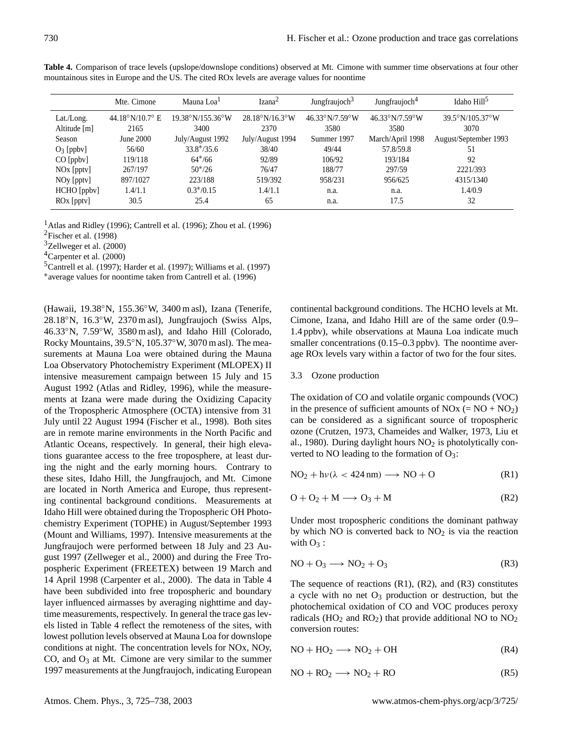**Table 4.** Comparison of trace levels (upslope/downslope conditions) observed at Mt. Cimone with summer time observations at four other mountainous sites in Europe and the US. The cited ROx levels are average values for noontime

| | Mte. Cimone | Mauna Loa[1] | Izana[2] | Jungfraujoch[3] | Jungfraujoch[4] | Idaho Hill[5] |
|---|---|---|---|---|---|---|
| Lat./Long. | 44.18°N/10.7° E | 19.38°N/155.36°W | 28.18°N/16.3°W | 46.33°N/7.59°W | 46.33°N/7.59°W | 39.5°N/105.37°W |
| Altitude [m] | 2165 | 3400 | 2370 | 3580 | 3580 | 3070 |
| Season | June 2000 | July/August 1992 | July/August 1994 | Summer 1997 | March/April 1998 | August/September 1993 |
| $O_3$ [ppbv] | 56/60 | 33.8*/35.6 | 38/40 | 49/44 | 57.8/59.8 | 51 |
| CO [ppbv] | 119/118 | 64*/66 | 92/89 | 106/92 | 193/184 | 92 |
| NOx [pptv] | 267/197 | 50*/26 | 76/47 | 188/77 | 297/59 | 2221/393 |
| NOy [pptv] | 897/1027 | 223/188 | 519/392 | 958/231 | 956/625 | 4315/1340 |
| HCHO [ppbv] | 1.4/1.1 | 0.3*/0.15 | 1.4/1.1 | n.a. | n.a. | 1.4/0.9 |
| ROx [pptv] | 30.5 | 25.4 | 65 | n.a. | 17.5 | 32 |

[1]Atlas and Ridley (1996); Cantrell et al. (1996); Zhou et al. (1996)
[2]Fischer et al. (1998)
[3]Zellweger et al. (2000)
[4]Carpenter et al. (2000)
[5]Cantrell et al. (1997); Harder et al. (1997); Williams et al. (1997)
*average values for noontime taken from Cantrell et al. (1996)

(Hawaii, 19.38°N, 155.36°W, 3400 m asl), Izana (Tenerife, 28.18°N, 16.3°W, 2370 m asl), Jungfraujoch (Swiss Alps, 46.33°N, 7.59°W, 3580 m asl), and Idaho Hill (Colorado, Rocky Mountains, 39.5°N, 105.37°W, 3070 m asl). The measurements at Mauna Loa were obtained during the Mauna Loa Observatory Photochemistry Experiment (MLOPEX) II intensive measurement campaign between 15 July and 15 August 1992 (Atlas and Ridley, 1996), while the measurements at Izana were made during the Oxidizing Capacity of the Tropospheric Atmosphere (OCTA) intensive from 31 July until 22 August 1994 (Fischer et al., 1998). Both sites are in remote marine environments in the North Pacific and Atlantic Oceans, respectively. In general, their high elevations guarantee access to the free troposphere, at least during the night and the early morning hours. Contrary to these sites, Idaho Hill, the Jungfraujoch, and Mt. Cimone are located in North America and Europe, thus representing continental background conditions. Measurements at Idaho Hill were obtained during the Tropospheric OH Photochemistry Experiment (TOPHE) in August/September 1993 (Mount and Williams, 1997). Intensive measurements at the Jungfraujoch were performed between 18 July and 23 August 1997 (Zellweger et al., 2000) and during the Free Tropospheric Experiment (FREETEX) between 19 March and 14 April 1998 (Carpenter et al., 2000). The data in Table 4 have been subdivided into free tropospheric and boundary layer influenced airmasses by averaging nighttime and daytime measurements, respectively. In general the trace gas levels listed in Table 4 reflect the remoteness of the sites, with lowest pollution levels observed at Mauna Loa for downslope conditions at night. The concentration levels for NOx, NOy, CO, and $O_3$ at Mt. Cimone are very similar to the summer 1997 measurements at the Jungfraujoch, indicating European continental background conditions. The HCHO levels at Mt. Cimone, Izana, and Idaho Hill are of the same order (0.9–1.4 ppbv), while observations at Mauna Loa indicate much smaller concentrations (0.15–0.3 ppbv). The noontime average ROx levels vary within a factor of two for the four sites.

### 3.3 Ozone production

The oxidation of CO and volatile organic compounds (VOC) in the presence of sufficient amounts of NOx (= NO + $NO_2$) can be considered as a significant source of tropospheric ozone (Crutzen, 1973, Chameides and Walker, 1973, Liu et al., 1980). During daylight hours $NO_2$ is photolytically converted to NO leading to the formation of $O_3$:

$$NO_2 + h\nu(\lambda < 424\,\text{nm}) \longrightarrow NO + O \tag{R1}$$

$$O + O_2 + M \longrightarrow O_3 + M \tag{R2}$$

Under most tropospheric conditions the dominant pathway by which NO is converted back to $NO_2$ is via the reaction with $O_3$ :

$$NO + O_3 \longrightarrow NO_2 + O_3 \tag{R3}$$

The sequence of reactions (R1), (R2), and (R3) constitutes a cycle with no net $O_3$ production or destruction, but the photochemical oxidation of CO and VOC produces peroxy radicals ($HO_2$ and $RO_2$) that provide additional NO to $NO_2$ conversion routes:

$$NO + HO_2 \longrightarrow NO_2 + OH \tag{R4}$$

$$NO + RO_2 \longrightarrow NO_2 + RO \tag{R5}$$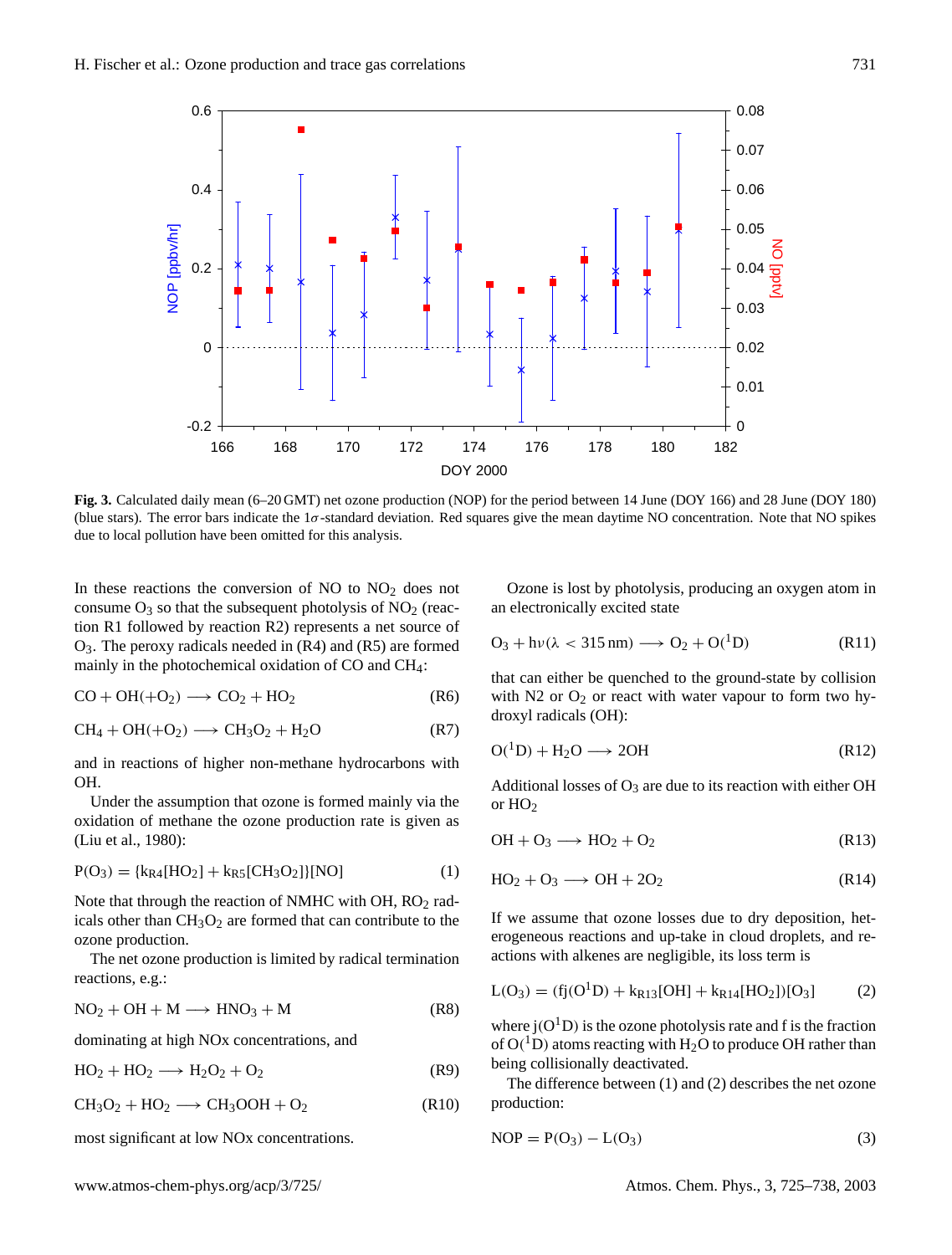**Fig. 3.** Calculated daily mean (6–20 GMT) net ozone production (NOP) for the period between 14 June (DOY 166) and 28 June (DOY 180) (blue stars). The error bars indicate the 1$\sigma$-standard deviation. Red squares give the mean daytime NO concentration. Note that NO spikes due to local pollution have been omitted for this analysis.

In these reactions the conversion of NO to $NO_2$ does not consume $O_3$ so that the subsequent photolysis of $NO_2$ (reaction R1 followed by reaction R2) represents a net source of $O_3$. The peroxy radicals needed in (R4) and (R5) are formed mainly in the photochemical oxidation of CO and $CH_4$:

$$CO + OH(+O_2) \longrightarrow CO_2 + HO_2 \quad \text{(R6)}$$

$$CH_4 + OH(+O_2) \longrightarrow CH_3O_2 + H_2O \quad \text{(R7)}$$

and in reactions of higher non-methane hydrocarbons with OH.

Under the assumption that ozone is formed mainly via the oxidation of methane the ozone production rate is given as (Liu et al., 1980):

$$P(O_3) = \{k_{R4}[HO_2] + k_{R5}[CH_3O_2]\}[NO] \quad (1)$$

Note that through the reaction of NMHC with OH, $RO_2$ radicals other than $CH_3O_2$ are formed that can contribute to the ozone production.

The net ozone production is limited by radical termination reactions, e.g.:

$$NO_2 + OH + M \longrightarrow HNO_3 + M \quad \text{(R8)}$$

dominating at high NOx concentrations, and

$$HO_2 + HO_2 \longrightarrow H_2O_2 + O_2 \quad \text{(R9)}$$

$$CH_3O_2 + HO_2 \longrightarrow CH_3OOH + O_2 \quad \text{(R10)}$$

most significant at low NOx concentrations.

Ozone is lost by photolysis, producing an oxygen atom in an electronically excited state

$$O_3 + h\nu(\lambda < 315\,\text{nm}) \longrightarrow O_2 + O(^1D) \quad \text{(R11)}$$

that can either be quenched to the ground-state by collision with N2 or $O_2$ or react with water vapour to form two hydroxyl radicals (OH):

$$O(^1D) + H_2O \longrightarrow 2OH \quad \text{(R12)}$$

Additional losses of $O_3$ are due to its reaction with either OH or $HO_2$

$$OH + O_3 \longrightarrow HO_2 + O_2 \quad \text{(R13)}$$

$$HO_2 + O_3 \longrightarrow OH + 2O_2 \quad \text{(R14)}$$

If we assume that ozone losses due to dry deposition, heterogeneous reactions and up-take in cloud droplets, and reactions with alkenes are negligible, its loss term is

$$L(O_3) = (fj(O^1D) + k_{R13}[OH] + k_{R14}[HO_2])[O_3] \quad (2)$$

where $j(O^1D)$ is the ozone photolysis rate and f is the fraction of $O(^1D)$ atoms reacting with $H_2O$ to produce OH rather than being collisionally deactivated.

The difference between (1) and (2) describes the net ozone production:

$$NOP = P(O_3) - L(O_3) \quad (3)$$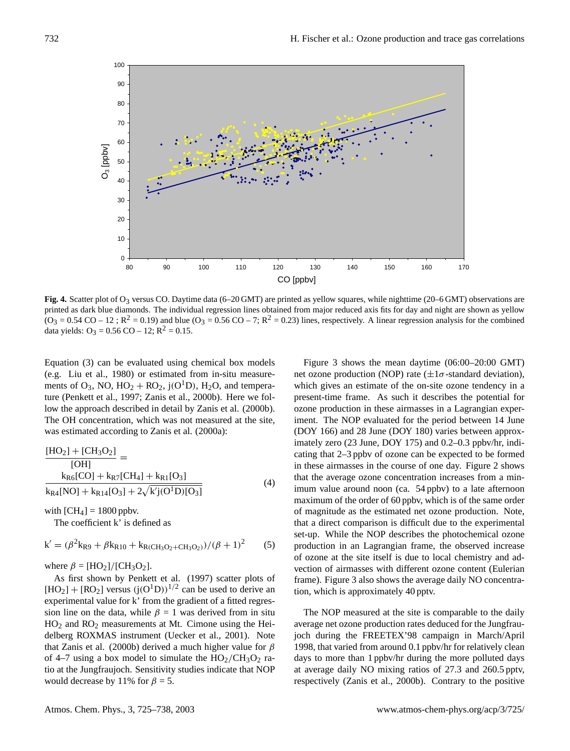**Fig. 4.** Scatter plot of $O_3$ versus CO. Daytime data (6–20 GMT) are printed as yellow squares, while nighttime (20–6 GMT) observations are printed as dark blue diamonds. The individual regression lines obtained from major reduced axis fits for day and night are shown as yellow ($O_3$ = 0.54 CO – 12 ; $R^2$ = 0.19) and blue ($O_3$ = 0.56 CO – 7; $R^2$ = 0.23) lines, respectively. A linear regression analysis for the combined data yields: $O_3$ = 0.56 CO – 12; $R^2$ = 0.15.

Equation (3) can be evaluated using chemical box models (e.g. Liu et al., 1980) or estimated from in-situ measurements of $O_3$, NO, $HO_2 + RO_2$, $j(O^1D)$, $H_2O$, and temperature (Penkett et al., 1997; Zanis et al., 2000b). Here we follow the approach described in detail by Zanis et al. (2000b). The OH concentration, which was not measured at the site, was estimated according to Zanis et al. (2000a):

$$\frac{[HO_2] + [CH_3O_2]}{[OH]} = \frac{k_{R6}[CO] + k_{R7}[CH_4] + k_{R1}[O_3]}{k_{R4}[NO] + k_{R14}[O_3] + 2\sqrt{k' j(O^1D)[O_3]}} \tag{4}$$

with $[CH_4]$ = 1800 ppbv.

The coefficient k' is defined as

$$k' = (\beta^2 k_{R9} + \beta k_{R10} + k_{R(CH_3O_2+CH_3O_2)})/(\beta + 1)^2 \tag{5}$$

where $\beta = [HO_2]/[CH_3O_2]$.

As first shown by Penkett et al. (1997) scatter plots of $[HO_2] + [RO_2]$ versus $(j(O^1D))^{1/2}$ can be used to derive an experimental value for k' from the gradient of a fitted regression line on the data, while $\beta$ = 1 was derived from in situ $HO_2$ and $RO_2$ measurements at Mt. Cimone using the Heidelberg ROXMAS instrument (Uecker et al., 2001). Note that Zanis et al. (2000b) derived a much higher value for $\beta$ of 4–7 using a box model to simulate the $HO_2/CH_3O_2$ ratio at the Jungfraujoch. Sensitivity studies indicate that NOP would decrease by 11% for $\beta$ = 5.

Figure 3 shows the mean daytime (06:00–20:00 GMT) net ozone production (NOP) rate ($\pm 1\sigma$-standard deviation), which gives an estimate of the on-site ozone tendency in a present-time frame. As such it describes the potential for ozone production in these airmasses in a Lagrangian experiment. The NOP evaluated for the period between 14 June (DOY 166) and 28 June (DOY 180) varies between approximately zero (23 June, DOY 175) and 0.2–0.3 ppbv/hr, indicating that 2–3 ppbv of ozone can be expected to be formed in these airmasses in the course of one day. Figure 2 shows that the average ozone concentration increases from a minimum value around noon (ca. 54 ppbv) to a late afternoon maximum of the order of 60 ppbv, which is of the same order of magnitude as the estimated net ozone production. Note, that a direct comparison is difficult due to the experimental set-up. While the NOP describes the photochemical ozone production in an Lagrangian frame, the observed increase of ozone at the site itself is due to local chemistry and advection of airmasses with different ozone content (Eulerian frame). Figure 3 also shows the average daily NO concentration, which is approximately 40 pptv.

The NOP measured at the site is comparable to the daily average net ozone production rates deduced for the Jungfraujoch during the FREETEX'98 campaign in March/April 1998, that varied from around 0.1 ppbv/hr for relatively clean days to more than 1 ppbv/hr during the more polluted days at average daily NO mixing ratios of 27.3 and 260.5 pptv, respectively (Zanis et al., 2000b). Contrary to the positive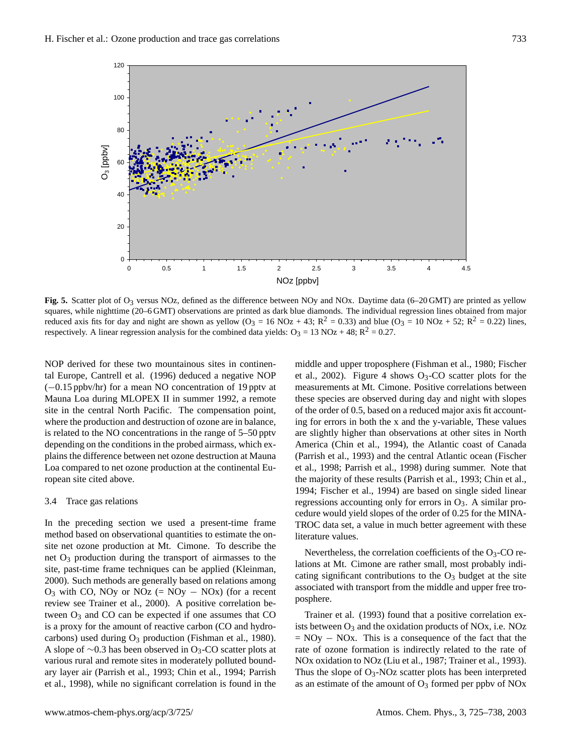**Fig. 5.** Scatter plot of $O_3$ versus NOz, defined as the difference between NOy and NOx. Daytime data (6–20 GMT) are printed as yellow squares, while nighttime (20–6 GMT) observations are printed as dark blue diamonds. The individual regression lines obtained from major reduced axis fits for day and night are shown as yellow ($O_3$ = 16 NOz + 43; $R^2$ = 0.33) and blue ($O_3$ = 10 NOz + 52; $R^2$ = 0.22) lines, respectively. A linear regression analysis for the combined data yields: $O_3$ = 13 NOz + 48; $R^2$ = 0.27.

NOP derived for these two mountainous sites in continental Europe, Cantrell et al. (1996) deduced a negative NOP (−0.15 ppbv/hr) for a mean NO concentration of 19 pptv at Mauna Loa during MLOPEX II in summer 1992, a remote site in the central North Pacific. The compensation point, where the production and destruction of ozone are in balance, is related to the NO concentrations in the range of 5–50 pptv depending on the conditions in the probed airmass, which explains the difference between net ozone destruction at Mauna Loa compared to net ozone production at the continental European site cited above.

### 3.4 Trace gas relations

In the preceding section we used a present-time frame method based on observational quantities to estimate the on-site net ozone production at Mt. Cimone. To describe the net $O_3$ production during the transport of airmasses to the site, past-time frame techniques can be applied (Kleinman, 2000). Such methods are generally based on relations among $O_3$ with CO, NOy or NOz (= NOy − NOx) (for a recent review see Trainer et al., 2000). A positive correlation between $O_3$ and CO can be expected if one assumes that CO is a proxy for the amount of reactive carbon (CO and hydrocarbons) used during $O_3$ production (Fishman et al., 1980). A slope of ∼0.3 has been observed in $O_3$-CO scatter plots at various rural and remote sites in moderately polluted boundary layer air (Parrish et al., 1993; Chin et al., 1994; Parrish et al., 1998), while no significant correlation is found in the middle and upper troposphere (Fishman et al., 1980; Fischer et al., 2002). Figure 4 shows $O_3$-CO scatter plots for the measurements at Mt. Cimone. Positive correlations between these species are observed during day and night with slopes of the order of 0.5, based on a reduced major axis fit accounting for errors in both the x and the y-variable, These values are slightly higher than observations at other sites in North America (Chin et al., 1994), the Atlantic coast of Canada (Parrish et al., 1993) and the central Atlantic ocean (Fischer et al., 1998; Parrish et al., 1998) during summer. Note that the majority of these results (Parrish et al., 1993; Chin et al., 1994; Fischer et al., 1994) are based on single sided linear regressions accounting only for errors in $O_3$. A similar procedure would yield slopes of the order of 0.25 for the MINATROC data set, a value in much better agreement with these literature values.

Nevertheless, the correlation coefficients of the $O_3$-CO relations at Mt. Cimone are rather small, most probably indicating significant contributions to the $O_3$ budget at the site associated with transport from the middle and upper free troposphere.

Trainer et al. (1993) found that a positive correlation exists between $O_3$ and the oxidation products of NOx, i.e. NOz = NOy − NOx. This is a consequence of the fact that the rate of ozone formation is indirectly related to the rate of NOx oxidation to NOz (Liu et al., 1987; Trainer et al., 1993). Thus the slope of $O_3$-NOz scatter plots has been interpreted as an estimate of the amount of $O_3$ formed per ppbv of NOx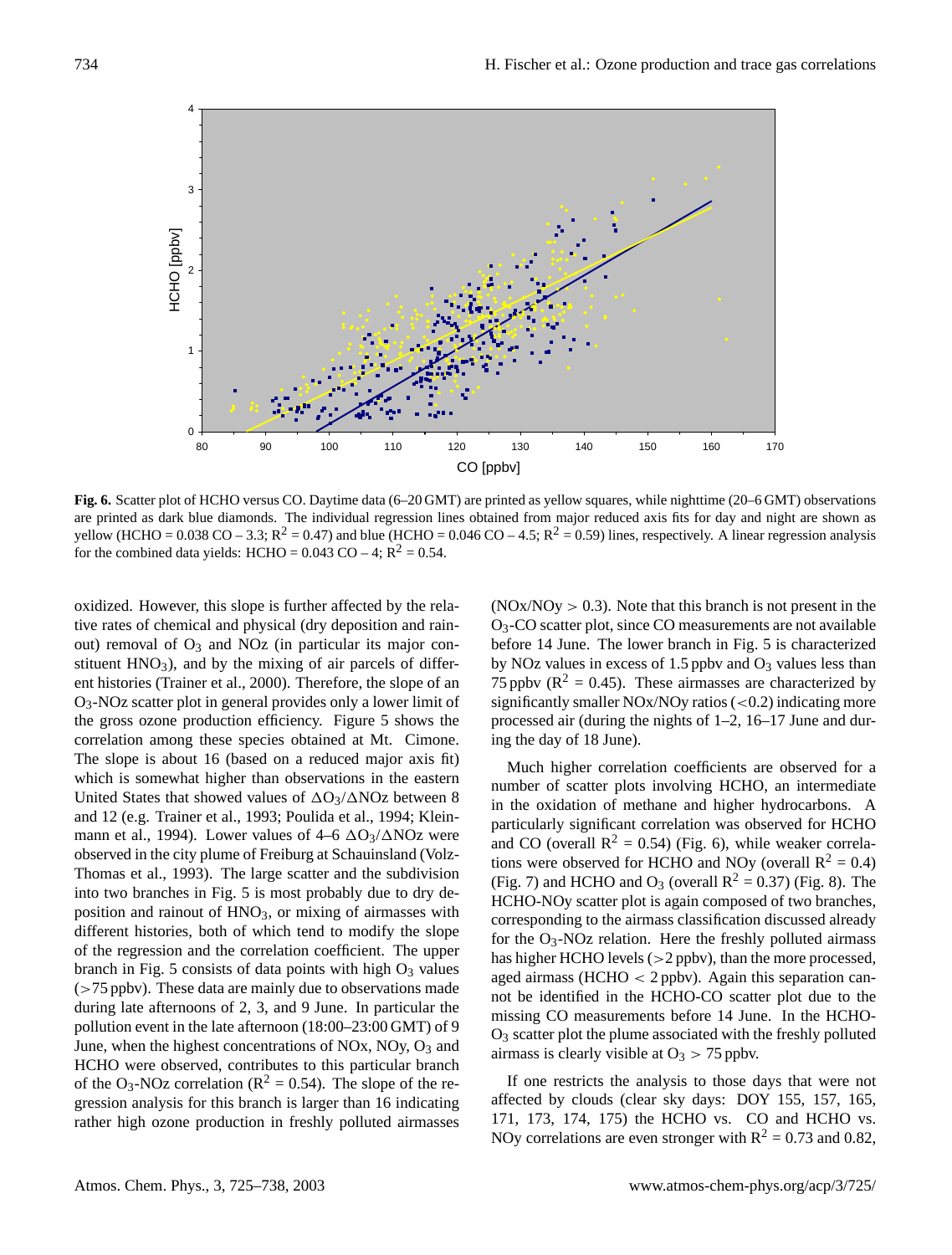**Fig. 6.** Scatter plot of HCHO versus CO. Daytime data (6–20 GMT) are printed as yellow squares, while nighttime (20–6 GMT) observations are printed as dark blue diamonds. The individual regression lines obtained from major reduced axis fits for day and night are shown as yellow (HCHO = 0.038 CO – 3.3; $R^2$ = 0.47) and blue (HCHO = 0.046 CO – 4.5; $R^2$ = 0.59) lines, respectively. A linear regression analysis for the combined data yields: HCHO = 0.043 CO – 4; $R^2$ = 0.54.

oxidized. However, this slope is further affected by the relative rates of chemical and physical (dry deposition and rainout) removal of $O_3$ and NOz (in particular its major constituent $HNO_3$), and by the mixing of air parcels of different histories (Trainer et al., 2000). Therefore, the slope of an $O_3$-NOz scatter plot in general provides only a lower limit of the gross ozone production efficiency. Figure 5 shows the correlation among these species obtained at Mt. Cimone. The slope is about 16 (based on a reduced major axis fit) which is somewhat higher than observations in the eastern United States that showed values of $\Delta O_3/\Delta$NOz between 8 and 12 (e.g. Trainer et al., 1993; Poulida et al., 1994; Kleinmann et al., 1994). Lower values of 4–6 $\Delta O_3/\Delta$NOz were observed in the city plume of Freiburg at Schauinsland (Volz-Thomas et al., 1993). The large scatter and the subdivision into two branches in Fig. 5 is most probably due to dry deposition and rainout of $HNO_3$, or mixing of airmasses with different histories, both of which tend to modify the slope of the regression and the correlation coefficient. The upper branch in Fig. 5 consists of data points with high $O_3$ values (>75 ppbv). These data are mainly due to observations made during late afternoons of 2, 3, and 9 June. In particular the pollution event in the late afternoon (18:00–23:00 GMT) of 9 June, when the highest concentrations of NOx, NOy, $O_3$ and HCHO were observed, contributes to this particular branch of the $O_3$-NOz correlation ($R^2$ = 0.54). The slope of the regression analysis for this branch is larger than 16 indicating rather high ozone production in freshly polluted airmasses (NOx/NOy > 0.3). Note that this branch is not present in the $O_3$-CO scatter plot, since CO measurements are not available before 14 June. The lower branch in Fig. 5 is characterized by NOz values in excess of 1.5 ppbv and $O_3$ values less than 75 ppbv ($R^2$ = 0.45). These airmasses are characterized by significantly smaller NOx/NOy ratios (<0.2) indicating more processed air (during the nights of 1–2, 16–17 June and during the day of 18 June).

Much higher correlation coefficients are observed for a number of scatter plots involving HCHO, an intermediate in the oxidation of methane and higher hydrocarbons. A particularly significant correlation was observed for HCHO and CO (overall $R^2$ = 0.54) (Fig. 6), while weaker correlations were observed for HCHO and NOy (overall $R^2$ = 0.4) (Fig. 7) and HCHO and $O_3$ (overall $R^2$ = 0.37) (Fig. 8). The HCHO-NOy scatter plot is again composed of two branches, corresponding to the airmass classification discussed already for the $O_3$-NOz relation. Here the freshly polluted airmass has higher HCHO levels (>2 ppbv), than the more processed, aged airmass (HCHO < 2 ppbv). Again this separation cannot be identified in the HCHO-CO scatter plot due to the missing CO measurements before 14 June. In the HCHO-$O_3$ scatter plot the plume associated with the freshly polluted airmass is clearly visible at $O_3$ > 75 ppbv.

If one restricts the analysis to those days that were not affected by clouds (clear sky days: DOY 155, 157, 165, 171, 173, 174, 175) the HCHO vs. CO and HCHO vs. NOy correlations are even stronger with $R^2$ = 0.73 and 0.82,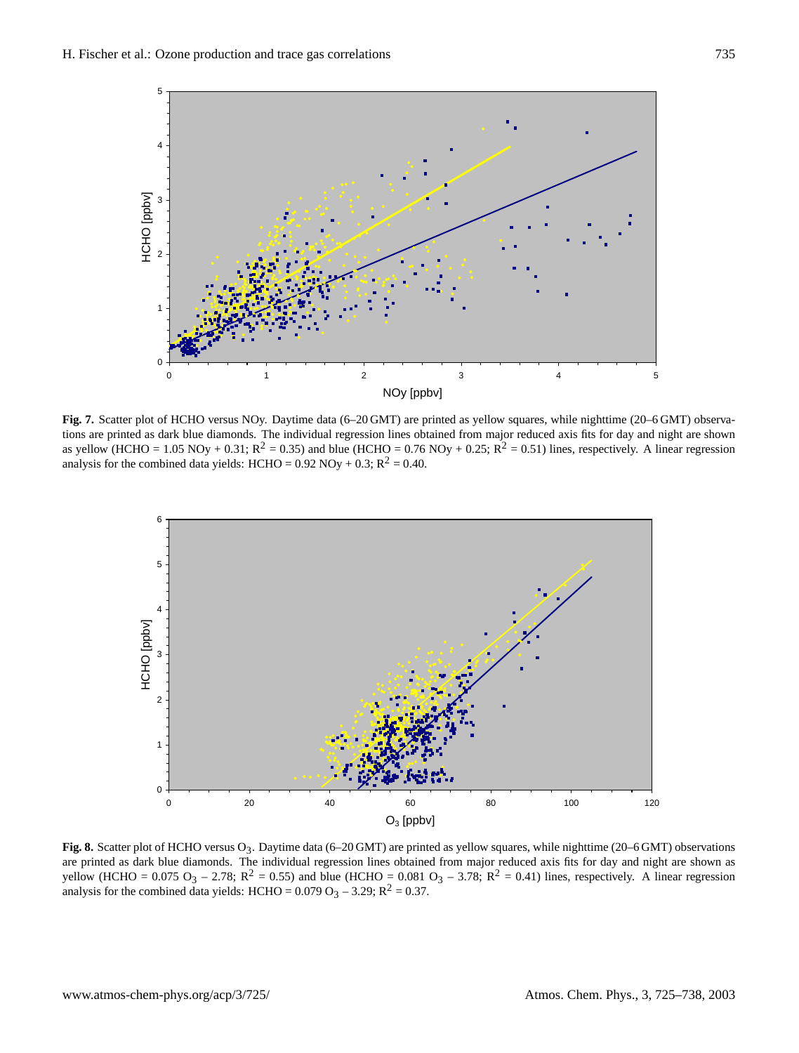**Fig. 7.** Scatter plot of HCHO versus NOy. Daytime data (6–20 GMT) are printed as yellow squares, while nighttime (20–6 GMT) observations are printed as dark blue diamonds. The individual regression lines obtained from major reduced axis fits for day and night are shown as yellow (HCHO = 1.05 NOy + 0.31; $R^2$ = 0.35) and blue (HCHO = 0.76 NOy + 0.25; $R^2$ = 0.51) lines, respectively. A linear regression analysis for the combined data yields: HCHO = 0.92 NOy + 0.3; $R^2$ = 0.40.

**Fig. 8.** Scatter plot of HCHO versus $O_3$. Daytime data (6–20 GMT) are printed as yellow squares, while nighttime (20–6 GMT) observations are printed as dark blue diamonds. The individual regression lines obtained from major reduced axis fits for day and night are shown as yellow (HCHO = 0.075 $O_3$ – 2.78; $R^2$ = 0.55) and blue (HCHO = 0.081 $O_3$ – 3.78; $R^2$ = 0.41) lines, respectively. A linear regression analysis for the combined data yields: HCHO = 0.079 $O_3$ – 3.29; $R^2$ = 0.37.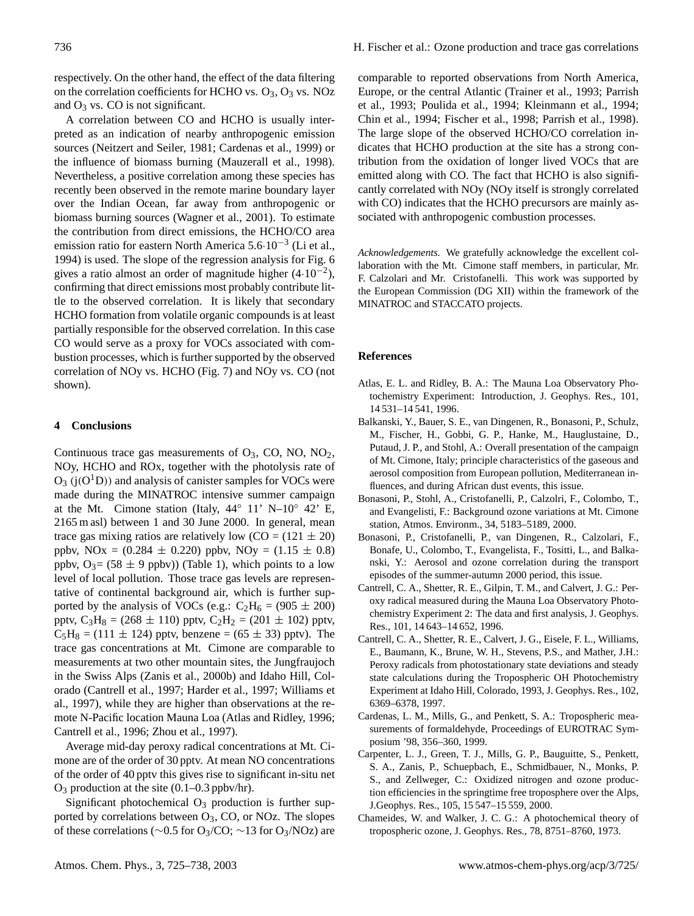respectively. On the other hand, the effect of the data filtering on the correlation coefficients for HCHO vs. $O_3$, $O_3$ vs. NOz and $O_3$ vs. CO is not significant.

A correlation between CO and HCHO is usually interpreted as an indication of nearby anthropogenic emission sources (Neitzert and Seiler, 1981; Cardenas et al., 1999) or the influence of biomass burning (Mauzerall et al., 1998). Nevertheless, a positive correlation among these species has recently been observed in the remote marine boundary layer over the Indian Ocean, far away from anthropogenic or biomass burning sources (Wagner et al., 2001). To estimate the contribution from direct emissions, the HCHO/CO area emission ratio for eastern North America $5.6 \cdot 10^{-3}$ (Li et al., 1994) is used. The slope of the regression analysis for Fig. 6 gives a ratio almost an order of magnitude higher ($4 \cdot 10^{-2}$), confirming that direct emissions most probably contribute little to the observed correlation. It is likely that secondary HCHO formation from volatile organic compounds is at least partially responsible for the observed correlation. In this case CO would serve as a proxy for VOCs associated with combustion processes, which is further supported by the observed correlation of NOy vs. HCHO (Fig. 7) and NOy vs. CO (not shown).

## 4 Conclusions

Continuous trace gas measurements of $O_3$, CO, NO, $NO_2$, NOy, HCHO and ROx, together with the photolysis rate of $O_3$ ($j(O^1D)$) and analysis of canister samples for VOCs were made during the MINATROC intensive summer campaign at the Mt. Cimone station (Italy, 44° 11' N–10° 42' E, 2165 m asl) between 1 and 30 June 2000. In general, mean trace gas mixing ratios are relatively low (CO = (121 ± 20) ppbv, NOx = (0.284 ± 0.220) ppbv, NOy = (1.15 ± 0.8) ppbv, $O_3$= (58 ± 9 ppbv)) (Table 1), which points to a low level of local pollution. Those trace gas levels are representative of continental background air, which is further supported by the analysis of VOCs (e.g.: $C_2H_6$ = (905 ± 200) pptv, $C_3H_8$ = (268 ± 110) pptv, $C_2H_2$ = (201 ± 102) pptv, $C_5H_8$ = (111 ± 124) pptv, benzene = (65 ± 33) pptv). The trace gas concentrations at Mt. Cimone are comparable to measurements at two other mountain sites, the Jungfraujoch in the Swiss Alps (Zanis et al., 2000b) and Idaho Hill, Colorado (Cantrell et al., 1997; Harder et al., 1997; Williams et al., 1997), while they are higher than observations at the remote N-Pacific location Mauna Loa (Atlas and Ridley, 1996; Cantrell et al., 1996; Zhou et al., 1997).

Average mid-day peroxy radical concentrations at Mt. Cimone are of the order of 30 pptv. At mean NO concentrations of the order of 40 pptv this gives rise to significant in-situ net $O_3$ production at the site (0.1–0.3 ppbv/hr).

Significant photochemical $O_3$ production is further supported by correlations between $O_3$, CO, or NOz. The slopes of these correlations (∼0.5 for $O_3$/CO; ∼13 for $O_3$/NOz) are comparable to reported observations from North America, Europe, or the central Atlantic (Trainer et al., 1993; Parrish et al., 1993; Poulida et al., 1994; Kleinmann et al., 1994; Chin et al., 1994; Fischer et al., 1998; Parrish et al., 1998). The large slope of the observed HCHO/CO correlation indicates that HCHO production at the site has a strong contribution from the oxidation of longer lived VOCs that are emitted along with CO. The fact that HCHO is also significantly correlated with NOy (NOy itself is strongly correlated with CO) indicates that the HCHO precursors are mainly associated with anthropogenic combustion processes.

*Acknowledgements.* We gratefully acknowledge the excellent collaboration with the Mt. Cimone staff members, in particular, Mr. F. Calzolari and Mr. Cristofanelli. This work was supported by the European Commission (DG XII) within the framework of the MINATROC and STACCATO projects.

## References

Atlas, E. L. and Ridley, B. A.: The Mauna Loa Observatory Photochemistry Experiment: Introduction, J. Geophys. Res., 101, 14 531–14 541, 1996.

Balkanski, Y., Bauer, S. E., van Dingenen, R., Bonasoni, P., Schulz, M., Fischer, H., Gobbi, G. P., Hanke, M., Hauglustaine, D., Putaud, J. P., and Stohl, A.: Overall presentation of the campaign of Mt. Cimone, Italy; principle characteristics of the gaseous and aerosol composition from European pollution, Mediterranean influences, and during African dust events, this issue.

Bonasoni, P., Stohl, A., Cristofanelli, P., Calzolri, F., Colombo, T., and Evangelisti, F.: Background ozone variations at Mt. Cimone station, Atmos. Environm., 34, 5183–5189, 2000.

Bonasoni, P., Cristofanelli, P., van Dingenen, R., Calzolari, F., Bonafe, U., Colombo, T., Evangelista, F., Tositti, L., and Balkanski, Y.: Aerosol and ozone correlation during the transport episodes of the summer-autumn 2000 period, this issue.

Cantrell, C. A., Shetter, R. E., Gilpin, T. M., and Calvert, J. G.: Peroxy radical measured during the Mauna Loa Observatory Photochemistry Experiment 2: The data and first analysis, J. Geophys. Res., 101, 14 643–14 652, 1996.

Cantrell, C. A., Shetter, R. E., Calvert, J. G., Eisele, F. L., Williams, E., Baumann, K., Brune, W. H., Stevens, P.S., and Mather, J.H.: Peroxy radicals from photostationary state deviations and steady state calculations during the Tropospheric OH Photochemistry Experiment at Idaho Hill, Colorado, 1993, J. Geophys. Res., 102, 6369–6378, 1997.

Cardenas, L. M., Mills, G., and Penkett, S. A.: Tropospheric measurements of formaldehyde, Proceedings of EUROTRAC Symposium '98, 356–360, 1999.

Carpenter, L. J., Green, T. J., Mills, G. P., Bauguitte, S., Penkett, S. A., Zanis, P., Schuepbach, E., Schmidbauer, N., Monks, P. S., and Zellweger, C.: Oxidized nitrogen and ozone production efficiencies in the springtime free troposphere over the Alps, J.Geophys. Res., 105, 15 547–15 559, 2000.

Chameides, W. and Walker, J. C. G.: A photochemical theory of tropospheric ozone, J. Geophys. Res., 78, 8751–8760, 1973.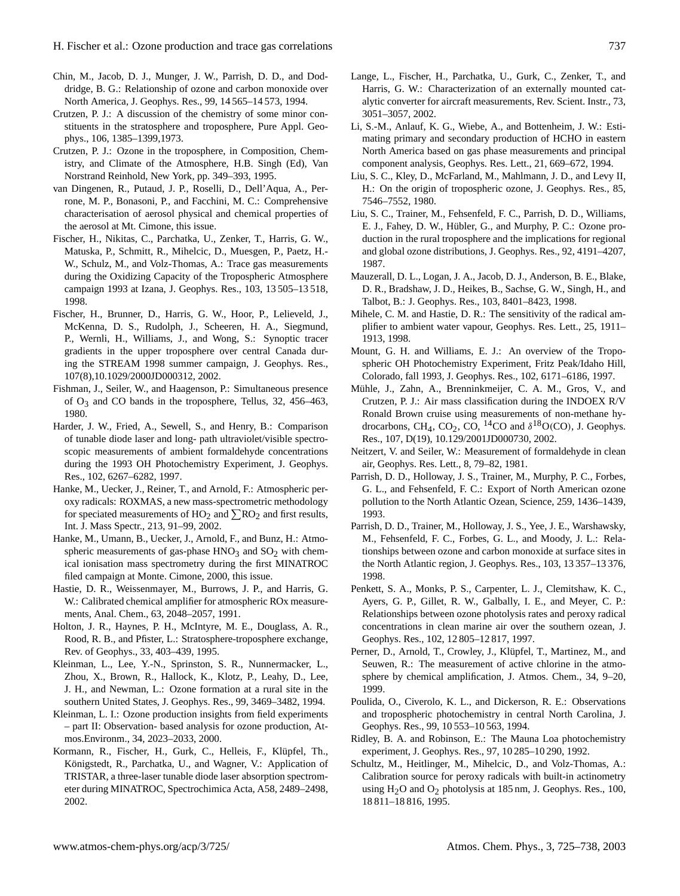Chin, M., Jacob, D. J., Munger, J. W., Parrish, D. D., and Doddridge, B. G.: Relationship of ozone and carbon monoxide over North America, J. Geophys. Res., 99, 14 565–14 573, 1994.

Crutzen, P. J.: A discussion of the chemistry of some minor constituents in the stratosphere and troposphere, Pure Appl. Geophys., 106, 1385–1399,1973.

Crutzen, P. J.: Ozone in the troposphere, in Composition, Chemistry, and Climate of the Atmosphere, H.B. Singh (Ed), Van Norstrand Reinhold, New York, pp. 349–393, 1995.

van Dingenen, R., Putaud, J. P., Roselli, D., Dell'Aqua, A., Perrone, M. P., Bonasoni, P., and Facchini, M. C.: Comprehensive characterisation of aerosol physical and chemical properties of the aerosol at Mt. Cimone, this issue.

Fischer, H., Nikitas, C., Parchatka, U., Zenker, T., Harris, G. W., Matuska, P., Schmitt, R., Mihelcic, D., Muesgen, P., Paetz, H.-W., Schulz, M., and Volz-Thomas, A.: Trace gas measurements during the Oxidizing Capacity of the Tropospheric Atmosphere campaign 1993 at Izana, J. Geophys. Res., 103, 13 505–13 518, 1998.

Fischer, H., Brunner, D., Harris, G. W., Hoor, P., Lelieveld, J., McKenna, D. S., Rudolph, J., Scheeren, H. A., Siegmund, P., Wernli, H., Williams, J., and Wong, S.: Synoptic tracer gradients in the upper troposphere over central Canada during the STREAM 1998 summer campaign, J. Geophys. Res., 107(8),10.1029/2000JD000312, 2002.

Fishman, J., Seiler, W., and Haagenson, P.: Simultaneous presence of $O_3$ and CO bands in the troposphere, Tellus, 32, 456–463, 1980.

Harder, J. W., Fried, A., Sewell, S., and Henry, B.: Comparison of tunable diode laser and long- path ultraviolet/visible spectroscopic measurements of ambient formaldehyde concentrations during the 1993 OH Photochemistry Experiment, J. Geophys. Res., 102, 6267–6282, 1997.

Hanke, M., Uecker, J., Reiner, T., and Arnold, F.: Atmospheric peroxy radicals: ROXMAS, a new mass-spectrometric methodology for speciated measurements of $HO_2$ and $\sum RO_2$ and first results, Int. J. Mass Spectr., 213, 91–99, 2002.

Hanke, M., Umann, B., Uecker, J., Arnold, F., and Bunz, H.: Atmospheric measurements of gas-phase $HNO_3$ and $SO_2$ with chemical ionisation mass spectrometry during the first MINATROC filed campaign at Monte. Cimone, 2000, this issue.

Hastie, D. R., Weissenmayer, M., Burrows, J. P., and Harris, G. W.: Calibrated chemical amplifier for atmospheric ROx measurements, Anal. Chem., 63, 2048–2057, 1991.

Holton, J. R., Haynes, P. H., McIntyre, M. E., Douglass, A. R., Rood, R. B., and Pfister, L.: Stratosphere-troposphere exchange, Rev. of Geophys., 33, 403–439, 1995.

Kleinman, L., Lee, Y.-N., Sprinston, S. R., Nunnermacker, L., Zhou, X., Brown, R., Hallock, K., Klotz, P., Leahy, D., Lee, J. H., and Newman, L.: Ozone formation at a rural site in the southern United States, J. Geophys. Res., 99, 3469–3482, 1994.

Kleinman, L. I.: Ozone production insights from field experiments – part II: Observation- based analysis for ozone production, Atmos.Environm., 34, 2023–2033, 2000.

Kormann, R., Fischer, H., Gurk, C., Helleis, F., Klüpfel, Th., Königstedt, R., Parchatka, U., and Wagner, V.: Application of TRISTAR, a three-laser tunable diode laser absorption spectrometer during MINATROC, Spectrochimica Acta, A58, 2489–2498, 2002.

Lange, L., Fischer, H., Parchatka, U., Gurk, C., Zenker, T., and Harris, G. W.: Characterization of an externally mounted catalytic converter for aircraft measurements, Rev. Scient. Instr., 73, 3051–3057, 2002.

Li, S.-M., Anlauf, K. G., Wiebe, A., and Bottenheim, J. W.: Estimating primary and secondary production of HCHO in eastern North America based on gas phase measurements and principal component analysis, Geophys. Res. Lett., 21, 669–672, 1994.

Liu, S. C., Kley, D., McFarland, M., Mahlmann, J. D., and Levy II, H.: On the origin of tropospheric ozone, J. Geophys. Res., 85, 7546–7552, 1980.

Liu, S. C., Trainer, M., Fehsenfeld, F. C., Parrish, D. D., Williams, E. J., Fahey, D. W., Hübler, G., and Murphy, P. C.: Ozone production in the rural troposphere and the implications for regional and global ozone distributions, J. Geophys. Res., 92, 4191–4207, 1987.

Mauzerall, D. L., Logan, J. A., Jacob, D. J., Anderson, B. E., Blake, D. R., Bradshaw, J. D., Heikes, B., Sachse, G. W., Singh, H., and Talbot, B.: J. Geophys. Res., 103, 8401–8423, 1998.

Mihele, C. M. and Hastie, D. R.: The sensitivity of the radical amplifier to ambient water vapour, Geophys. Res. Lett., 25, 1911–1913, 1998.

Mount, G. H. and Williams, E. J.: An overview of the Tropospheric OH Photochemistry Experiment, Fritz Peak/Idaho Hill, Colorado, fall 1993, J. Geophys. Res., 102, 6171–6186, 1997.

Mühle, J., Zahn, A., Brenninkmeijer, C. A. M., Gros, V., and Crutzen, P. J.: Air mass classification during the INDOEX R/V Ronald Brown cruise using measurements of non-methane hydrocarbons, $CH_4$, $CO_2$, CO, $^{14}CO$ and $\delta^{18}O(CO)$, J. Geophys. Res., 107, D(19), 10.129/2001JD000730, 2002.

Neitzert, V. and Seiler, W.: Measurement of formaldehyde in clean air, Geophys. Res. Lett., 8, 79–82, 1981.

Parrish, D. D., Holloway, J. S., Trainer, M., Murphy, P. C., Forbes, G. L., and Fehsenfeld, F. C.: Export of North American ozone pollution to the North Atlantic Ozean, Science, 259, 1436–1439, 1993.

Parrish, D. D., Trainer, M., Holloway, J. S., Yee, J. E., Warshawsky, M., Fehsenfeld, F. C., Forbes, G. L., and Moody, J. L.: Relationships between ozone and carbon monoxide at surface sites in the North Atlantic region, J. Geophys. Res., 103, 13 357–13 376, 1998.

Penkett, S. A., Monks, P. S., Carpenter, L. J., Clemitshaw, K. C., Ayers, G. P., Gillet, R. W., Galbally, I. E., and Meyer, C. P.: Relationships between ozone photolysis rates and peroxy radical concentrations in clean marine air over the southern ozean, J. Geophys. Res., 102, 12 805–12 817, 1997.

Perner, D., Arnold, T., Crowley, J., Klüpfel, T., Martinez, M., and Seuwen, R.: The measurement of active chlorine in the atmosphere by chemical amplification, J. Atmos. Chem., 34, 9–20, 1999.

Poulida, O., Civerolo, K. L., and Dickerson, R. E.: Observations and tropospheric photochemistry in central North Carolina, J. Geophys. Res., 99, 10 553–10 563, 1994.

Ridley, B. A. and Robinson, E.: The Mauna Loa photochemistry experiment, J. Geophys. Res., 97, 10 285–10 290, 1992.

Schultz, M., Heitlinger, M., Mihelcic, D., and Volz-Thomas, A.: Calibration source for peroxy radicals with built-in actinometry using $H_2O$ and $O_2$ photolysis at 185 nm, J. Geophys. Res., 100, 18 811–18 816, 1995.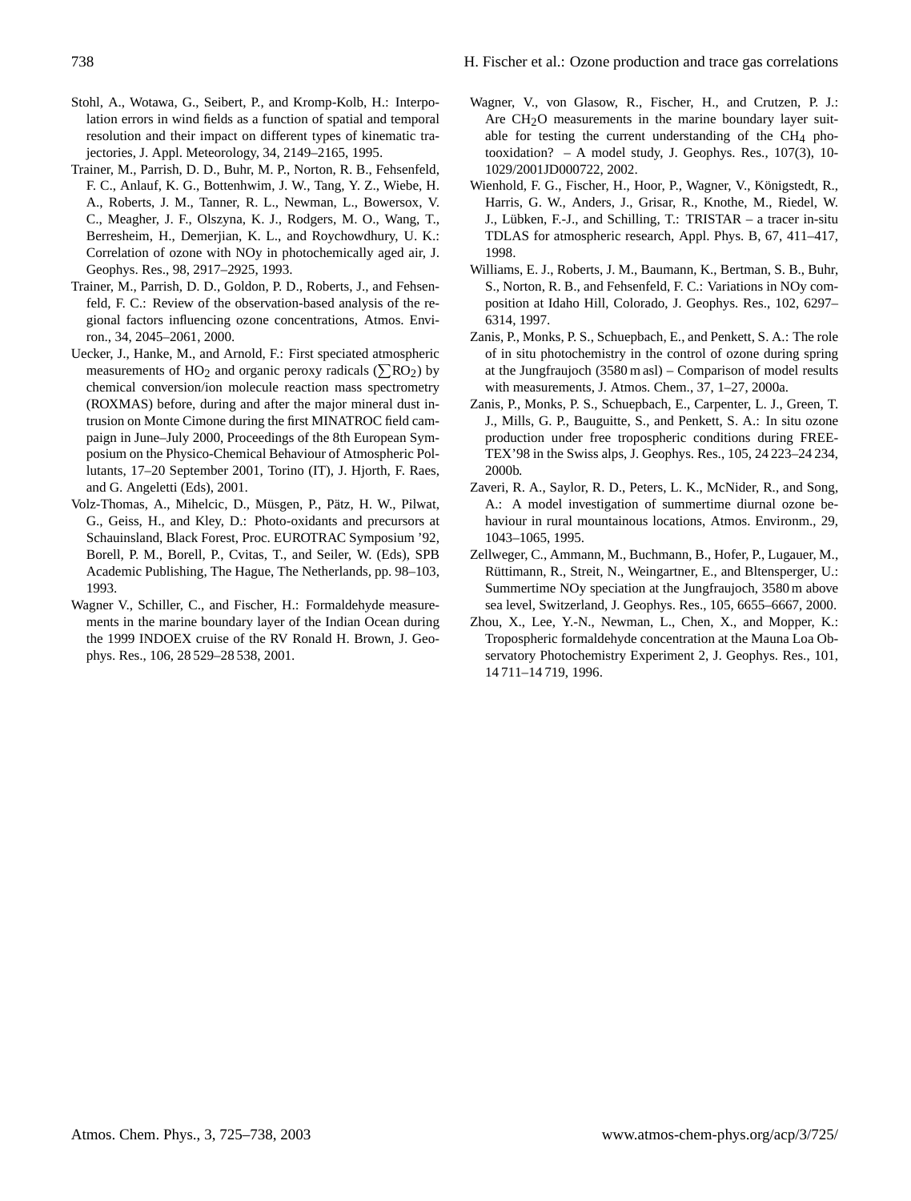Stohl, A., Wotawa, G., Seibert, P., and Kromp-Kolb, H.: Interpolation errors in wind fields as a function of spatial and temporal resolution and their impact on different types of kinematic trajectories, J. Appl. Meteorology, 34, 2149–2165, 1995.

Trainer, M., Parrish, D. D., Buhr, M. P., Norton, R. B., Fehsenfeld, F. C., Anlauf, K. G., Bottenhwim, J. W., Tang, Y. Z., Wiebe, H. A., Roberts, J. M., Tanner, R. L., Newman, L., Bowersox, V. C., Meagher, J. F., Olszyna, K. J., Rodgers, M. O., Wang, T., Berresheim, H., Demerjian, K. L., and Roychowdhury, U. K.: Correlation of ozone with NOy in photochemically aged air, J. Geophys. Res., 98, 2917–2925, 1993.

Trainer, M., Parrish, D. D., Goldon, P. D., Roberts, J., and Fehsenfeld, F. C.: Review of the observation-based analysis of the regional factors influencing ozone concentrations, Atmos. Environ., 34, 2045–2061, 2000.

Uecker, J., Hanke, M., and Arnold, F.: First speciated atmospheric measurements of $HO_2$ and organic peroxy radicals ($\sum RO_2$) by chemical conversion/ion molecule reaction mass spectrometry (ROXMAS) before, during and after the major mineral dust intrusion on Monte Cimone during the first MINATROC field campaign in June–July 2000, Proceedings of the 8th European Symposium on the Physico-Chemical Behaviour of Atmospheric Pollutants, 17–20 September 2001, Torino (IT), J. Hjorth, F. Raes, and G. Angeletti (Eds), 2001.

Volz-Thomas, A., Mihelcic, D., Müsgen, P., Pätz, H. W., Pilwat, G., Geiss, H., and Kley, D.: Photo-oxidants and precursors at Schauinsland, Black Forest, Proc. EUROTRAC Symposium '92, Borell, P. M., Borell, P., Cvitas, T., and Seiler, W. (Eds), SPB Academic Publishing, The Hague, The Netherlands, pp. 98–103, 1993.

Wagner V., Schiller, C., and Fischer, H.: Formaldehyde measurements in the marine boundary layer of the Indian Ocean during the 1999 INDOEX cruise of the RV Ronald H. Brown, J. Geophys. Res., 106, 28 529–28 538, 2001.

Wagner, V., von Glasow, R., Fischer, H., and Crutzen, P. J.: Are $CH_2O$ measurements in the marine boundary layer suitable for testing the current understanding of the $CH_4$ photooxidation? – A model study, J. Geophys. Res., 107(3), 10-1029/2001JD000722, 2002.

Wienhold, F. G., Fischer, H., Hoor, P., Wagner, V., Königstedt, R., Harris, G. W., Anders, J., Grisar, R., Knothe, M., Riedel, W. J., Lübken, F.-J., and Schilling, T.: TRISTAR – a tracer in-situ TDLAS for atmospheric research, Appl. Phys. B, 67, 411–417, 1998.

Williams, E. J., Roberts, J. M., Baumann, K., Bertman, S. B., Buhr, S., Norton, R. B., and Fehsenfeld, F. C.: Variations in NOy composition at Idaho Hill, Colorado, J. Geophys. Res., 102, 6297–6314, 1997.

Zanis, P., Monks, P. S., Schuepbach, E., and Penkett, S. A.: The role of in situ photochemistry in the control of ozone during spring at the Jungfraujoch (3580 m asl) – Comparison of model results with measurements, J. Atmos. Chem., 37, 1–27, 2000a.

Zanis, P., Monks, P. S., Schuepbach, E., Carpenter, L. J., Green, T. J., Mills, G. P., Bauguitte, S., and Penkett, S. A.: In situ ozone production under free tropospheric conditions during FREETEX'98 in the Swiss alps, J. Geophys. Res., 105, 24 223–24 234, 2000b.

Zaveri, R. A., Saylor, R. D., Peters, L. K., McNider, R., and Song, A.: A model investigation of summertime diurnal ozone behaviour in rural mountainous locations, Atmos. Environm., 29, 1043–1065, 1995.

Zellweger, C., Ammann, M., Buchmann, B., Hofer, P., Lugauer, M., Rüttimann, R., Streit, N., Weingartner, E., and Bltensperger, U.: Summertime NOy speciation at the Jungfraujoch, 3580 m above sea level, Switzerland, J. Geophys. Res., 105, 6655–6667, 2000.

Zhou, X., Lee, Y.-N., Newman, L., Chen, X., and Mopper, K.: Tropospheric formaldehyde concentration at the Mauna Loa Observatory Photochemistry Experiment 2, J. Geophys. Res., 101, 14 711–14 719, 1996.